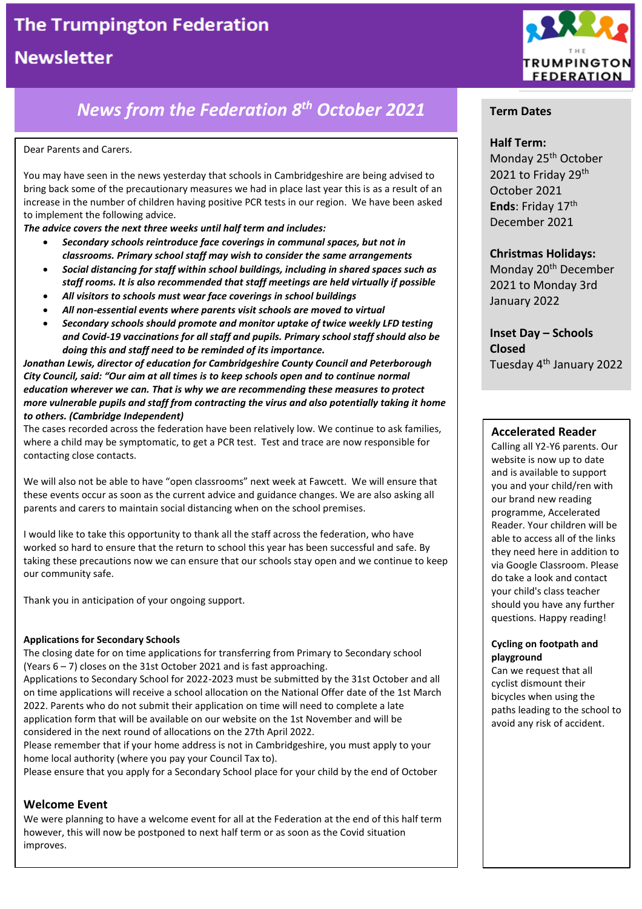# The Trumpington Federation Newsletter

## News from the Federation 8th October 2021

Dear Parents and Carers.

You may have seen in the news yesterday that schools in Cambridgeshire are being advised to bring back some of the precautionary measures we had in place last year this is as a result of an increase in the number of children having positive PCR tests in our region. We have been asked to implement the following advice.

***The advice covers the next three weeks until half term and includes:***

- ***Secondary schools reintroduce face coverings in communal spaces, but not in classrooms. Primary school staff may wish to consider the same arrangements***
- ***Social distancing for staff within school buildings, including in shared spaces such as staff rooms. It is also recommended that staff meetings are held virtually if possible***
- ***All visitors to schools must wear face coverings in school buildings***
- ***All non-essential events where parents visit schools are moved to virtual***
- ***Secondary schools should promote and monitor uptake of twice weekly LFD testing and Covid-19 vaccinations for all staff and pupils. Primary school staff should also be doing this and staff need to be reminded of its importance.***

***Jonathan Lewis, director of education for Cambridgeshire County Council and Peterborough City Council, said: "Our aim at all times is to keep schools open and to continue normal education wherever we can. That is why we are recommending these measures to protect more vulnerable pupils and staff from contracting the virus and also potentially taking it home to others. (Cambridge Independent)***

The cases recorded across the federation have been relatively low. We continue to ask families, where a child may be symptomatic, to get a PCR test. Test and trace are now responsible for contacting close contacts.

We will also not be able to have "open classrooms" next week at Fawcett. We will ensure that these events occur as soon as the current advice and guidance changes. We are also asking all parents and carers to maintain social distancing when on the school premises.

I would like to take this opportunity to thank all the staff across the federation, who have worked so hard to ensure that the return to school this year has been successful and safe. By taking these precautions now we can ensure that our schools stay open and we continue to keep our community safe.

Thank you in anticipation of your ongoing support.

**Applications for Secondary Schools**

The closing date for on time applications for transferring from Primary to Secondary school (Years 6 – 7) closes on the 31st October 2021 and is fast approaching.

Applications to Secondary School for 2022-2023 must be submitted by the 31st October and all on time applications will receive a school allocation on the National Offer date of the 1st March 2022. Parents who do not submit their application on time will need to complete a late application form that will be available on our website on the 1st November and will be considered in the next round of allocations on the 27th April 2022.

Please remember that if your home address is not in Cambridgeshire, you must apply to your home local authority (where you pay your Council Tax to).

Please ensure that you apply for a Secondary School place for your child by the end of October

### Welcome Event

We were planning to have a welcome event for all at the Federation at the end of this half term however, this will now be postponed to next half term or as soon as the Covid situation improves.

### Term Dates

**Half Term:**
Monday 25th October 2021 to Friday 29th October 2021
**Ends**: Friday 17th December 2021

**Christmas Holidays:**
Monday 20th December 2021 to Monday 3rd January 2022

**Inset Day – Schools Closed**
Tuesday 4th January 2022

### Accelerated Reader

Calling all Y2-Y6 parents. Our website is now up to date and is available to support you and your child/ren with our brand new reading programme, Accelerated Reader. Your children will be able to access all of the links they need here in addition to via Google Classroom. Please do take a look and contact your child's class teacher should you have any further questions. Happy reading!

**Cycling on footpath and playground**

Can we request that all cyclist dismount their bicycles when using the paths leading to the school to avoid any risk of accident.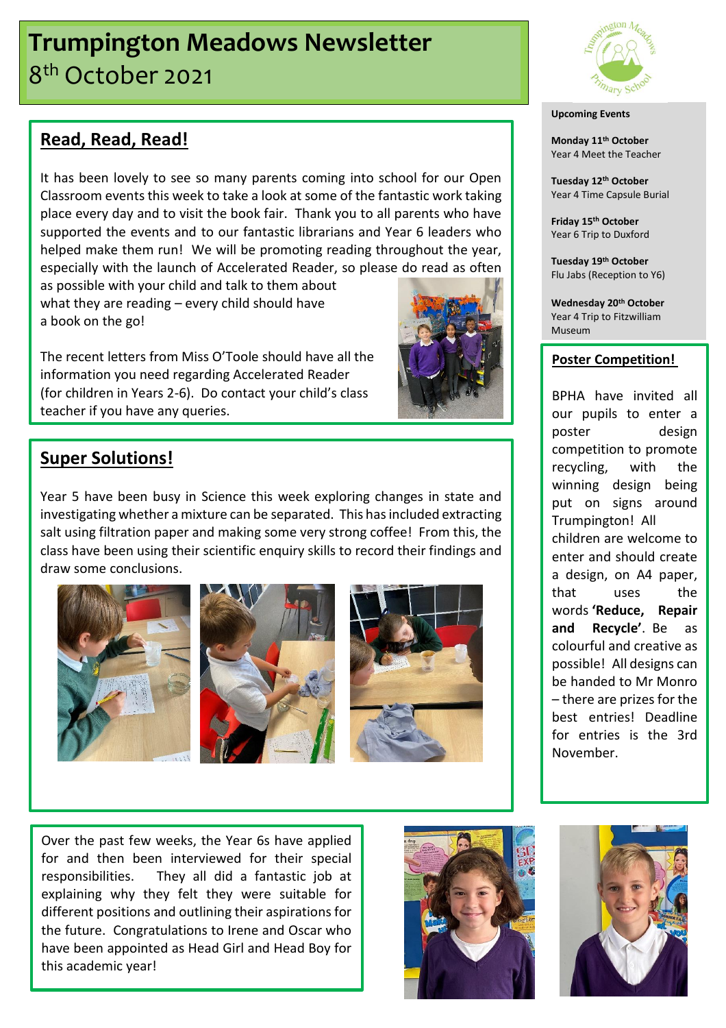# Trumpington Meadows Newsletter

8th October 2021

## Read, Read, Read!

It has been lovely to see so many parents coming into school for our Open Classroom events this week to take a look at some of the fantastic work taking place every day and to visit the book fair. Thank you to all parents who have supported the events and to our fantastic librarians and Year 6 leaders who helped make them run! We will be promoting reading throughout the year, especially with the launch of Accelerated Reader, so please do read as often as possible with your child and talk to them about what they are reading – every child should have a book on the go!

The recent letters from Miss O'Toole should have all the information you need regarding Accelerated Reader (for children in Years 2-6). Do contact your child's class teacher if you have any queries.

## Super Solutions!

Year 5 have been busy in Science this week exploring changes in state and investigating whether a mixture can be separated. This has included extracting salt using filtration paper and making some very strong coffee! From this, the class have been using their scientific enquiry skills to record their findings and draw some conclusions.

Over the past few weeks, the Year 6s have applied for and then been interviewed for their special responsibilities. They all did a fantastic job at explaining why they felt they were suitable for different positions and outlining their aspirations for the future. Congratulations to Irene and Oscar who have been appointed as Head Girl and Head Boy for this academic year!

**Upcoming Events**

**Monday 11th October**
Year 4 Meet the Teacher

**Tuesday 12th October**
Year 4 Time Capsule Burial

**Friday 15th October**
Year 6 Trip to Duxford

**Tuesday 19th October**
Flu Jabs (Reception to Y6)

**Wednesday 20th October**
Year 4 Trip to Fitzwilliam Museum

## Poster Competition!

BPHA have invited all our pupils to enter a poster design competition to promote recycling, with the winning design being put on signs around Trumpington! All children are welcome to enter and should create a design, on A4 paper, that uses the words **'Reduce, Repair and Recycle'**. Be as colourful and creative as possible! All designs can be handed to Mr Monro – there are prizes for the best entries! Deadline for entries is the 3rd November.